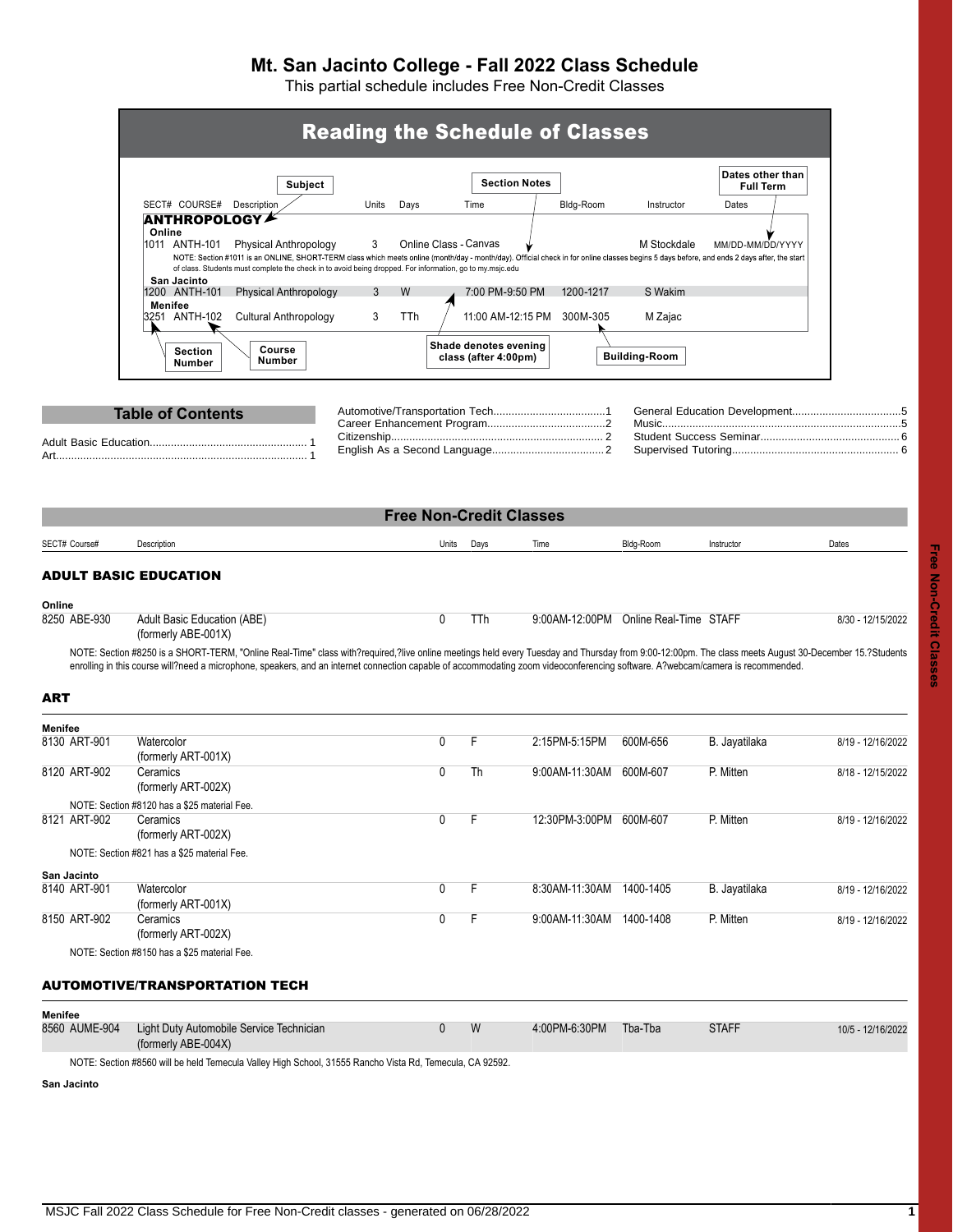# Mt. San Jacinto College - Fall 2022 Class Schedule

This partial schedule includes Free Non-Credit Classes

## Reading the Schedule of Classes

| SECT# | COURSE# | Description | Units | Days | Time | Bldg-Room | Instructor | Dates |
|---|---|---|---|---|---|---|---|---|
| **ANTHROPOLOGY** | | | | | | | | |
| **Online** | | | | | | | | |
| 1011 | ANTH-101 | Physical Anthropology | 3 | Online Class - Canvas | | | M Stockdale | MM/DD-MM/DD/YYYY |

NOTE: Section #1011 is an ONLINE, SHORT-TERM class which meets online (month/day - month/day). Official check in for online classes begins 5 days before, and ends 2 days after, the start of class. Students must complete the check in to avoid being dropped. For information, go to my.msjc.edu

| SECT# | COURSE# | Description | Units | Days | Time | Bldg-Room | Instructor | Dates |
|---|---|---|---|---|---|---|---|---|
| **San Jacinto** | | | | | | | | |
| 1200 | ANTH-101 | Physical Anthropology | 3 | W | 7:00 PM-9:50 PM | 1200-1217 | S Wakim | |
| **Menifee** | | | | | | | | |
| 3251 | ANTH-102 | Cultural Anthropology | 3 | TTh | 11:00 AM-12:15 PM | 300M-305 | M Zajac | |

Labels: Subject; Section Notes; Dates other than Full Term; Section Number; Course Number; Shade denotes evening class (after 4:00pm); Building-Room

## Table of Contents

- Adult Basic Education ... 1
- Art ... 1
- Automotive/Transportation Tech ... 1
- Career Enhancement Program ... 2
- Citizenship ... 2
- English As a Second Language ... 2
- General Education Development ... 5
- Music ... 5
- Student Success Seminar ... 6
- Supervised Tutoring ... 6

## Free Non-Credit Classes

### ADULT BASIC EDUCATION

| SECT# | Course# | Description | Units | Days | Time | Bldg-Room | Instructor | Dates |
|---|---|---|---|---|---|---|---|---|
| **Online** | | | | | | | | |
| 8250 | ABE-930 | Adult Basic Education (ABE) (formerly ABE-001X) | 0 | TTh | 9:00AM-12:00PM | Online Real-Time | STAFF | 8/30 - 12/15/2022 |

NOTE: Section #8250 is a SHORT-TERM, "Online Real-Time" class with?required,?live online meetings held every Tuesday and Thursday from 9:00-12:00pm. The class meets August 30-December 15.?Students enrolling in this course will?need a microphone, speakers, and an internet connection capable of accommodating zoom videoconferencing software. A?webcam/camera is recommended.

### ART

| SECT# | Course# | Description | Units | Days | Time | Bldg-Room | Instructor | Dates |
|---|---|---|---|---|---|---|---|---|
| **Menifee** | | | | | | | | |
| 8130 | ART-901 | Watercolor (formerly ART-001X) | 0 | F | 2:15PM-5:15PM | 600M-656 | B. Jayatilaka | 8/19 - 12/16/2022 |
| 8120 | ART-902 | Ceramics (formerly ART-002X) | 0 | Th | 9:00AM-11:30AM | 600M-607 | P. Mitten | 8/18 - 12/15/2022 |
| | | NOTE: Section #8120 has a $25 material Fee. | | | | | | |
| 8121 | ART-902 | Ceramics (formerly ART-002X) | 0 | F | 12:30PM-3:00PM | 600M-607 | P. Mitten | 8/19 - 12/16/2022 |
| | | NOTE: Section #821 has a $25 material Fee. | | | | | | |
| **San Jacinto** | | | | | | | | |
| 8140 | ART-901 | Watercolor (formerly ART-001X) | 0 | F | 8:30AM-11:30AM | 1400-1405 | B. Jayatilaka | 8/19 - 12/16/2022 |
| 8150 | ART-902 | Ceramics (formerly ART-002X) | 0 | F | 9:00AM-11:30AM | 1400-1408 | P. Mitten | 8/19 - 12/16/2022 |
| | | NOTE: Section #8150 has a $25 material Fee. | | | | | | |

### AUTOMOTIVE/TRANSPORTATION TECH

| SECT# | Course# | Description | Units | Days | Time | Bldg-Room | Instructor | Dates |
|---|---|---|---|---|---|---|---|---|
| **Menifee** | | | | | | | | |
| 8560 | AUME-904 | Light Duty Automobile Service Technician (formerly ABE-004X) | 0 | W | 4:00PM-6:30PM | Tba-Tba | STAFF | 10/5 - 12/16/2022 |

NOTE: Section #8560 will be held Temecula Valley High School, 31555 Rancho Vista Rd, Temecula, CA 92592.

**San Jacinto**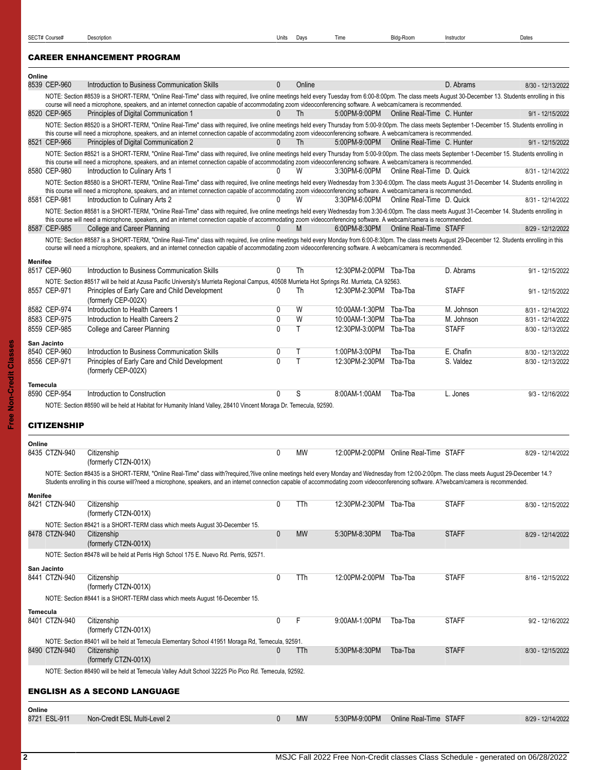| SECT# | Course# | Description | Units | Days | Time | Bldg-Room | Instructor | Dates |
|---|---|---|---|---|---|---|---|---|

## CAREER ENHANCEMENT PROGRAM

**Online**

| SECT# | Course# | Description | Units | Days | Time | Bldg-Room | Instructor | Dates |
|---|---|---|---|---|---|---|---|---|
| 8539 | CEP-960 | Introduction to Business Communication Skills | 0 | Online | | | D. Abrams | 8/30 - 12/13/2022 |

NOTE: Section #8539 is a SHORT-TERM, "Online Real-Time" class with required, live online meetings held every Tuesday from 6:00-8:00pm. The class meets August 30-December 13. Students enrolling in this course will need a microphone, speakers, and an internet connection capable of accommodating zoom videoconferencing software. A webcam/camera is recommended.

| SECT# | Course# | Description | Units | Days | Time | Bldg-Room | Instructor | Dates |
|---|---|---|---|---|---|---|---|---|
| 8520 | CEP-965 | Principles of Digital Communication 1 | 0 | Th | 5:00PM-9:00PM | Online Real-Time | C. Hunter | 9/1 - 12/15/2022 |

NOTE: Section #8520 is a SHORT-TERM, "Online Real-Time" class with required, live online meetings held every Thursday from 5:00-9:00pm. The class meets September 1-December 15. Students enrolling in this course will need a microphone, speakers, and an internet connection capable of accommodating zoom videoconferencing software. A webcam/camera is recommended.

| SECT# | Course# | Description | Units | Days | Time | Bldg-Room | Instructor | Dates |
|---|---|---|---|---|---|---|---|---|
| 8521 | CEP-966 | Principles of Digital Communication 2 | 0 | Th | 5:00PM-9:00PM | Online Real-Time | C. Hunter | 9/1 - 12/15/2022 |

NOTE: Section #8521 is a SHORT-TERM, "Online Real-Time" class with required, live online meetings held every Thursday from 5:00-9:00pm. The class meets September 1-December 15. Students enrolling in this course will need a microphone, speakers, and an internet connection capable of accommodating zoom videoconferencing software. A webcam/camera is recommended.

| SECT# | Course# | Description | Units | Days | Time | Bldg-Room | Instructor | Dates |
|---|---|---|---|---|---|---|---|---|
| 8580 | CEP-980 | Introduction to Culinary Arts 1 | 0 | W | 3:30PM-6:00PM | Online Real-Time | D. Quick | 8/31 - 12/14/2022 |

NOTE: Section #8580 is a SHORT-TERM, "Online Real-Time" class with required, live online meetings held every Wednesday from 3:30-6:00pm. The class meets August 31-December 14. Students enrolling in this course will need a microphone, speakers, and an internet connection capable of accommodating zoom videoconferencing software. A webcam/camera is recommended.

| SECT# | Course# | Description | Units | Days | Time | Bldg-Room | Instructor | Dates |
|---|---|---|---|---|---|---|---|---|
| 8581 | CEP-981 | Introduction to Culinary Arts 2 | 0 | W | 3:30PM-6:00PM | Online Real-Time | D. Quick | 8/31 - 12/14/2022 |

NOTE: Section #8581 is a SHORT-TERM, "Online Real-Time" class with required, live online meetings held every Wednesday from 3:30-6:00pm. The class meets August 31-December 14. Students enrolling in this course will need a microphone, speakers, and an internet connection capable of accommodating zoom videoconferencing software. A webcam/camera is recommended.

| SECT# | Course# | Description | Units | Days | Time | Bldg-Room | Instructor | Dates |
|---|---|---|---|---|---|---|---|---|
| 8587 | CEP-985 | College and Career Planning | 0 | M | 6:00PM-8:30PM | Online Real-Time | STAFF | 8/29 - 12/12/2022 |

NOTE: Section #8587 is a SHORT-TERM, "Online Real-Time" class with required, live online meetings held every Monday from 6:00-8:30pm. The class meets August 29-December 12. Students enrolling in this course will need a microphone, speakers, and an internet connection capable of accommodating zoom videoconferencing software. A webcam/camera is recommended.

**Menifee**

| SECT# | Course# | Description | Units | Days | Time | Bldg-Room | Instructor | Dates |
|---|---|---|---|---|---|---|---|---|
| 8517 | CEP-960 | Introduction to Business Communication Skills | 0 | Th | 12:30PM-2:00PM | Tba-Tba | D. Abrams | 9/1 - 12/15/2022 |

NOTE: Section #8517 will be held at Azusa Pacific University's Murrieta Regional Campus, 40508 Murrieta Hot Springs Rd. Murrieta, CA 92563.

| SECT# | Course# | Description | Units | Days | Time | Bldg-Room | Instructor | Dates |
|---|---|---|---|---|---|---|---|---|
| 8557 | CEP-971 | Principles of Early Care and Child Development (formerly CEP-002X) | 0 | Th | 12:30PM-2:30PM | Tba-Tba | STAFF | 9/1 - 12/15/2022 |
| 8582 | CEP-974 | Introduction to Health Careers 1 | 0 | W | 10:00AM-1:30PM | Tba-Tba | M. Johnson | 8/31 - 12/14/2022 |
| 8583 | CEP-975 | Introduction to Health Careers 2 | 0 | W | 10:00AM-1:30PM | Tba-Tba | M. Johnson | 8/31 - 12/14/2022 |
| 8559 | CEP-985 | College and Career Planning | 0 | T | 12:30PM-3:00PM | Tba-Tba | STAFF | 8/30 - 12/13/2022 |

**San Jacinto**

| SECT# | Course# | Description | Units | Days | Time | Bldg-Room | Instructor | Dates |
|---|---|---|---|---|---|---|---|---|
| 8540 | CEP-960 | Introduction to Business Communication Skills | 0 | T | 1:00PM-3:00PM | Tba-Tba | E. Chafin | 8/30 - 12/13/2022 |
| 8556 | CEP-971 | Principles of Early Care and Child Development (formerly CEP-002X) | 0 | T | 12:30PM-2:30PM | Tba-Tba | S. Valdez | 8/30 - 12/13/2022 |

**Temecula**

| SECT# | Course# | Description | Units | Days | Time | Bldg-Room | Instructor | Dates |
|---|---|---|---|---|---|---|---|---|
| 8590 | CEP-954 | Introduction to Construction | 0 | S | 8:00AM-1:00AM | Tba-Tba | L. Jones | 9/3 - 12/16/2022 |

NOTE: Section #8590 will be held at Habitat for Humanity Inland Valley, 28410 Vincent Moraga Dr. Temecula, 92590.

## CITIZENSHIP

**Online**

| SECT# | Course# | Description | Units | Days | Time | Bldg-Room | Instructor | Dates |
|---|---|---|---|---|---|---|---|---|
| 8435 | CTZN-940 | Citizenship (formerly CTZN-001X) | 0 | MW | 12:00PM-2:00PM | Online Real-Time | STAFF | 8/29 - 12/14/2022 |

NOTE: Section #8435 is a SHORT-TERM, "Online Real-Time" class with?required,?live online meetings held every Monday and Wednesday from 12:00-2:00pm. The class meets August 29-December 14.? Students enrolling in this course will?need a microphone, speakers, and an internet connection capable of accommodating zoom videoconferencing software. A?webcam/camera is recommended.

**Menifee**

| SECT# | Course# | Description | Units | Days | Time | Bldg-Room | Instructor | Dates |
|---|---|---|---|---|---|---|---|---|
| 8421 | CTZN-940 | Citizenship (formerly CTZN-001X) | 0 | TTh | 12:30PM-2:30PM | Tba-Tba | STAFF | 8/30 - 12/15/2022 |

NOTE: Section #8421 is a SHORT-TERM class which meets August 30-December 15.

| SECT# | Course# | Description | Units | Days | Time | Bldg-Room | Instructor | Dates |
|---|---|---|---|---|---|---|---|---|
| 8478 | CTZN-940 | Citizenship (formerly CTZN-001X) | 0 | MW | 5:30PM-8:30PM | Tba-Tba | STAFF | 8/29 - 12/14/2022 |

NOTE: Section #8478 will be held at Perris High School 175 E. Nuevo Rd. Perris, 92571.

**San Jacinto**

| SECT# | Course# | Description | Units | Days | Time | Bldg-Room | Instructor | Dates |
|---|---|---|---|---|---|---|---|---|
| 8441 | CTZN-940 | Citizenship (formerly CTZN-001X) | 0 | TTh | 12:00PM-2:00PM | Tba-Tba | STAFF | 8/16 - 12/15/2022 |

NOTE: Section #8441 is a SHORT-TERM class which meets August 16-December 15.

**Temecula**

| SECT# | Course# | Description | Units | Days | Time | Bldg-Room | Instructor | Dates |
|---|---|---|---|---|---|---|---|---|
| 8401 | CTZN-940 | Citizenship (formerly CTZN-001X) | 0 | F | 9:00AM-1:00PM | Tba-Tba | STAFF | 9/2 - 12/16/2022 |

NOTE: Section #8401 will be held at Temecula Elementary School 41951 Moraga Rd, Temecula, 92591.

| SECT# | Course# | Description | Units | Days | Time | Bldg-Room | Instructor | Dates |
|---|---|---|---|---|---|---|---|---|
| 8490 | CTZN-940 | Citizenship (formerly CTZN-001X) | 0 | TTh | 5:30PM-8:30PM | Tba-Tba | STAFF | 8/30 - 12/15/2022 |

NOTE: Section #8490 will be held at Temecula Valley Adult School 32225 Pio Pico Rd. Temecula, 92592.

## ENGLISH AS A SECOND LANGUAGE

**Online**

| SECT# | Course# | Description | Units | Days | Time | Bldg-Room | Instructor | Dates |
|---|---|---|---|---|---|---|---|---|
| 8721 | ESL-911 | Non-Credit ESL Multi-Level 2 | 0 | MW | 5:30PM-9:00PM | Online Real-Time | STAFF | 8/29 - 12/14/2022 |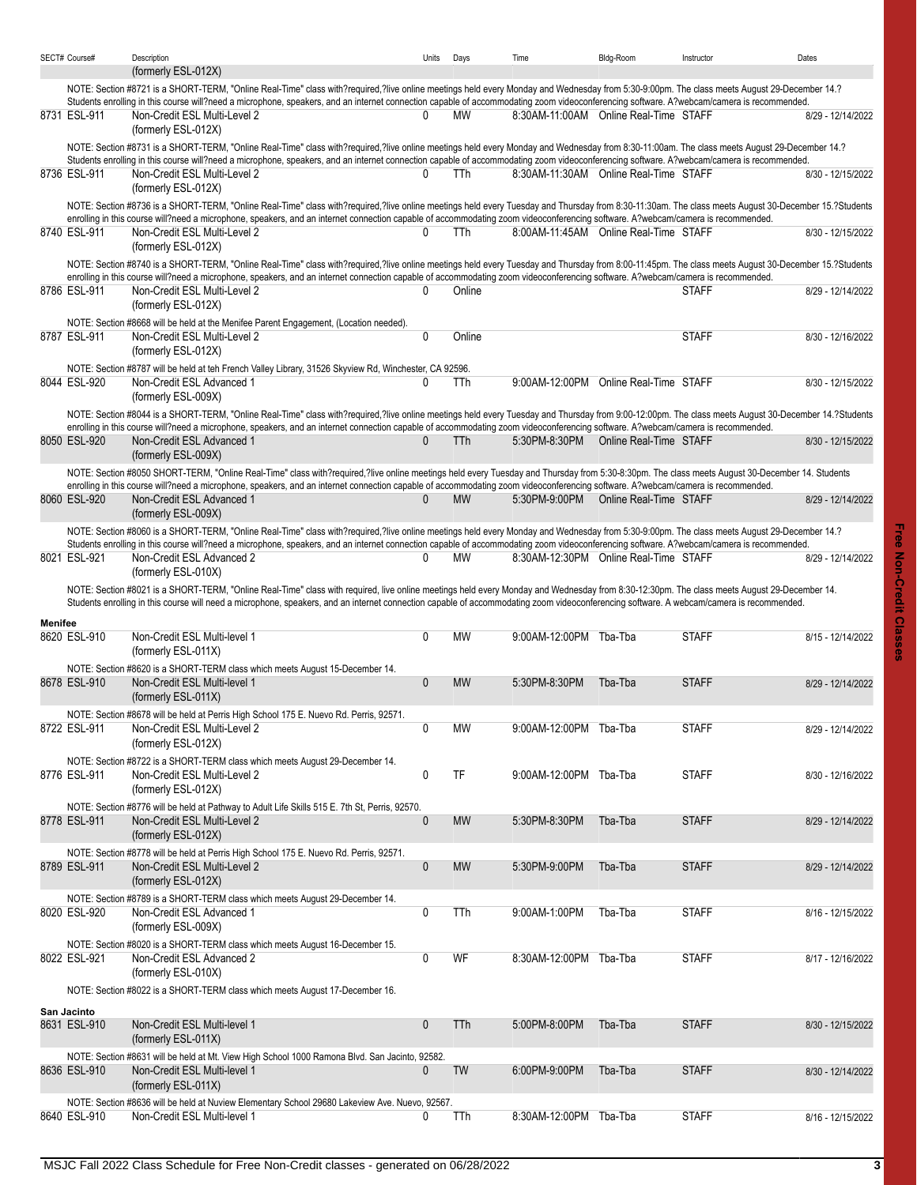| SECT# | Course# | Description | Units | Days | Time | Bldg-Room | Instructor | Dates |
|---|---|---|---|---|---|---|---|---|
| | | (formerly ESL-012X) | | | | | | |

NOTE: Section #8721 is a SHORT-TERM, "Online Real-Time" class with?required,?live online meetings held every Monday and Wednesday from 5:30-9:00pm. The class meets August 29-December 14.? Students enrolling in this course will?need a microphone, speakers, and an internet connection capable of accommodating zoom videoconferencing software. A?webcam/camera is recommended.

| SECT# | Course# | Description | Units | Days | Time | Bldg-Room | Instructor | Dates |
|---|---|---|---|---|---|---|---|---|
| 8731 | ESL-911 | Non-Credit ESL Multi-Level 2 (formerly ESL-012X) | 0 | MW | 8:30AM-11:00AM | Online Real-Time | STAFF | 8/29 - 12/14/2022 |

NOTE: Section #8731 is a SHORT-TERM, "Online Real-Time" class with?required,?live online meetings held every Monday and Wednesday from 8:30-11:00am. The class meets August 29-December 14.? Students enrolling in this course will?need a microphone, speakers, and an internet connection capable of accommodating zoom videoconferencing software. A?webcam/camera is recommended.

| SECT# | Course# | Description | Units | Days | Time | Bldg-Room | Instructor | Dates |
|---|---|---|---|---|---|---|---|---|
| 8736 | ESL-911 | Non-Credit ESL Multi-Level 2 (formerly ESL-012X) | 0 | TTh | 8:30AM-11:30AM | Online Real-Time | STAFF | 8/30 - 12/15/2022 |

NOTE: Section #8736 is a SHORT-TERM, "Online Real-Time" class with?required,?live online meetings held every Tuesday and Thursday from 8:30-11:30am. The class meets August 30-December 15.?Students enrolling in this course will?need a microphone, speakers, and an internet connection capable of accommodating zoom videoconferencing software. A?webcam/camera is recommended.

| SECT# | Course# | Description | Units | Days | Time | Bldg-Room | Instructor | Dates |
|---|---|---|---|---|---|---|---|---|
| 8740 | ESL-911 | Non-Credit ESL Multi-Level 2 (formerly ESL-012X) | 0 | TTh | 8:00AM-11:45AM | Online Real-Time | STAFF | 8/30 - 12/15/2022 |

NOTE: Section #8740 is a SHORT-TERM, "Online Real-Time" class with?required,?live online meetings held every Tuesday and Thursday from 8:00-11:45pm. The class meets August 30-December 15.?Students enrolling in this course will?need a microphone, speakers, and an internet connection capable of accommodating zoom videoconferencing software. A?webcam/camera is recommended.

| SECT# | Course# | Description | Units | Days | Time | Bldg-Room | Instructor | Dates |
|---|---|---|---|---|---|---|---|---|
| 8786 | ESL-911 | Non-Credit ESL Multi-Level 2 (formerly ESL-012X) | 0 | Online | | | STAFF | 8/29 - 12/14/2022 |

NOTE: Section #8668 will be held at the Menifee Parent Engagement, (Location needed).

| SECT# | Course# | Description | Units | Days | Time | Bldg-Room | Instructor | Dates |
|---|---|---|---|---|---|---|---|---|
| 8787 | ESL-911 | Non-Credit ESL Multi-Level 2 (formerly ESL-012X) | 0 | Online | | | STAFF | 8/30 - 12/16/2022 |

NOTE: Section #8787 will be held at teh French Valley Library, 31526 Skyview Rd, Winchester, CA 92596.

| SECT# | Course# | Description | Units | Days | Time | Bldg-Room | Instructor | Dates |
|---|---|---|---|---|---|---|---|---|
| 8044 | ESL-920 | Non-Credit ESL Advanced 1 (formerly ESL-009X) | 0 | TTh | 9:00AM-12:00PM | Online Real-Time | STAFF | 8/30 - 12/15/2022 |

NOTE: Section #8044 is a SHORT-TERM, "Online Real-Time" class with?required,?live online meetings held every Tuesday and Thursday from 9:00-12:00pm. The class meets August 30-December 14.?Students enrolling in this course will?need a microphone, speakers, and an internet connection capable of accommodating zoom videoconferencing software. A?webcam/camera is recommended.

| SECT# | Course# | Description | Units | Days | Time | Bldg-Room | Instructor | Dates |
|---|---|---|---|---|---|---|---|---|
| 8050 | ESL-920 | Non-Credit ESL Advanced 1 (formerly ESL-009X) | 0 | TTh | 5:30PM-8:30PM | Online Real-Time | STAFF | 8/30 - 12/15/2022 |

NOTE: Section #8050 SHORT-TERM, "Online Real-Time" class with?required,?live online meetings held every Tuesday and Thursday from 5:30-8:30pm. The class meets August 30-December 14. Students enrolling in this course will?need a microphone, speakers, and an internet connection capable of accommodating zoom videoconferencing software. A?webcam/camera is recommended.

| SECT# | Course# | Description | Units | Days | Time | Bldg-Room | Instructor | Dates |
|---|---|---|---|---|---|---|---|---|
| 8060 | ESL-920 | Non-Credit ESL Advanced 1 (formerly ESL-009X) | 0 | MW | 5:30PM-9:00PM | Online Real-Time | STAFF | 8/29 - 12/14/2022 |

NOTE: Section #8060 is a SHORT-TERM, "Online Real-Time" class with?required,?live online meetings held every Monday and Wednesday from 5:30-9:00pm. The class meets August 29-December 14.? Students enrolling in this course will?need a microphone, speakers, and an internet connection capable of accommodating zoom videoconferencing software. A?webcam/camera is recommended.

| SECT# | Course# | Description | Units | Days | Time | Bldg-Room | Instructor | Dates |
|---|---|---|---|---|---|---|---|---|
| 8021 | ESL-921 | Non-Credit ESL Advanced 2 (formerly ESL-010X) | 0 | MW | 8:30AM-12:30PM | Online Real-Time | STAFF | 8/29 - 12/14/2022 |

NOTE: Section #8021 is a SHORT-TERM, "Online Real-Time" class with required, live online meetings held every Monday and Wednesday from 8:30-12:30pm. The class meets August 29-December 14. Students enrolling in this course will need a microphone, speakers, and an internet connection capable of accommodating zoom videoconferencing software. A webcam/camera is recommended.

## Menifee

| SECT# | Course# | Description | Units | Days | Time | Bldg-Room | Instructor | Dates |
|---|---|---|---|---|---|---|---|---|
| 8620 | ESL-910 | Non-Credit ESL Multi-level 1 (formerly ESL-011X) | 0 | MW | 9:00AM-12:00PM | Tba-Tba | STAFF | 8/15 - 12/14/2022 |

NOTE: Section #8620 is a SHORT-TERM class which meets August 15-December 14.

| SECT# | Course# | Description | Units | Days | Time | Bldg-Room | Instructor | Dates |
|---|---|---|---|---|---|---|---|---|
| 8678 | ESL-910 | Non-Credit ESL Multi-level 1 (formerly ESL-011X) | 0 | MW | 5:30PM-8:30PM | Tba-Tba | STAFF | 8/29 - 12/14/2022 |

NOTE: Section #8678 will be held at Perris High School 175 E. Nuevo Rd. Perris, 92571.

| SECT# | Course# | Description | Units | Days | Time | Bldg-Room | Instructor | Dates |
|---|---|---|---|---|---|---|---|---|
| 8722 | ESL-911 | Non-Credit ESL Multi-Level 2 (formerly ESL-012X) | 0 | MW | 9:00AM-12:00PM | Tba-Tba | STAFF | 8/29 - 12/14/2022 |

NOTE: Section #8722 is a SHORT-TERM class which meets August 29-December 14.

| SECT# | Course# | Description | Units | Days | Time | Bldg-Room | Instructor | Dates |
|---|---|---|---|---|---|---|---|---|
| 8776 | ESL-911 | Non-Credit ESL Multi-Level 2 (formerly ESL-012X) | 0 | TF | 9:00AM-12:00PM | Tba-Tba | STAFF | 8/30 - 12/16/2022 |

NOTE: Section #8776 will be held at Pathway to Adult Life Skills 515 E. 7th St, Perris, 92570.

| SECT# | Course# | Description | Units | Days | Time | Bldg-Room | Instructor | Dates |
|---|---|---|---|---|---|---|---|---|
| 8778 | ESL-911 | Non-Credit ESL Multi-Level 2 (formerly ESL-012X) | 0 | MW | 5:30PM-8:30PM | Tba-Tba | STAFF | 8/29 - 12/14/2022 |

NOTE: Section #8778 will be held at Perris High School 175 E. Nuevo Rd. Perris, 92571.

| SECT# | Course# | Description | Units | Days | Time | Bldg-Room | Instructor | Dates |
|---|---|---|---|---|---|---|---|---|
| 8789 | ESL-911 | Non-Credit ESL Multi-Level 2 (formerly ESL-012X) | 0 | MW | 5:30PM-9:00PM | Tba-Tba | STAFF | 8/29 - 12/14/2022 |

NOTE: Section #8789 is a SHORT-TERM class which meets August 29-December 14.

| SECT# | Course# | Description | Units | Days | Time | Bldg-Room | Instructor | Dates |
|---|---|---|---|---|---|---|---|---|
| 8020 | ESL-920 | Non-Credit ESL Advanced 1 (formerly ESL-009X) | 0 | TTh | 9:00AM-1:00PM | Tba-Tba | STAFF | 8/16 - 12/15/2022 |

NOTE: Section #8020 is a SHORT-TERM class which meets August 16-December 15.

| SECT# | Course# | Description | Units | Days | Time | Bldg-Room | Instructor | Dates |
|---|---|---|---|---|---|---|---|---|
| 8022 | ESL-921 | Non-Credit ESL Advanced 2 (formerly ESL-010X) | 0 | WF | 8:30AM-12:00PM | Tba-Tba | STAFF | 8/17 - 12/16/2022 |

NOTE: Section #8022 is a SHORT-TERM class which meets August 17-December 16.

## San Jacinto

| SECT# | Course# | Description | Units | Days | Time | Bldg-Room | Instructor | Dates |
|---|---|---|---|---|---|---|---|---|
| 8631 | ESL-910 | Non-Credit ESL Multi-level 1 (formerly ESL-011X) | 0 | TTh | 5:00PM-8:00PM | Tba-Tba | STAFF | 8/30 - 12/15/2022 |

NOTE: Section #8631 will be held at Mt. View High School 1000 Ramona Blvd. San Jacinto, 92582.

| SECT# | Course# | Description | Units | Days | Time | Bldg-Room | Instructor | Dates |
|---|---|---|---|---|---|---|---|---|
| 8636 | ESL-910 | Non-Credit ESL Multi-level 1 (formerly ESL-011X) | 0 | TW | 6:00PM-9:00PM | Tba-Tba | STAFF | 8/30 - 12/14/2022 |

NOTE: Section #8636 will be held at Nuview Elementary School 29680 Lakeview Ave. Nuevo, 92567.

| SECT# | Course# | Description | Units | Days | Time | Bldg-Room | Instructor | Dates |
|---|---|---|---|---|---|---|---|---|
| 8640 | ESL-910 | Non-Credit ESL Multi-level 1 | 0 | TTh | 8:30AM-12:00PM | Tba-Tba | STAFF | 8/16 - 12/15/2022 |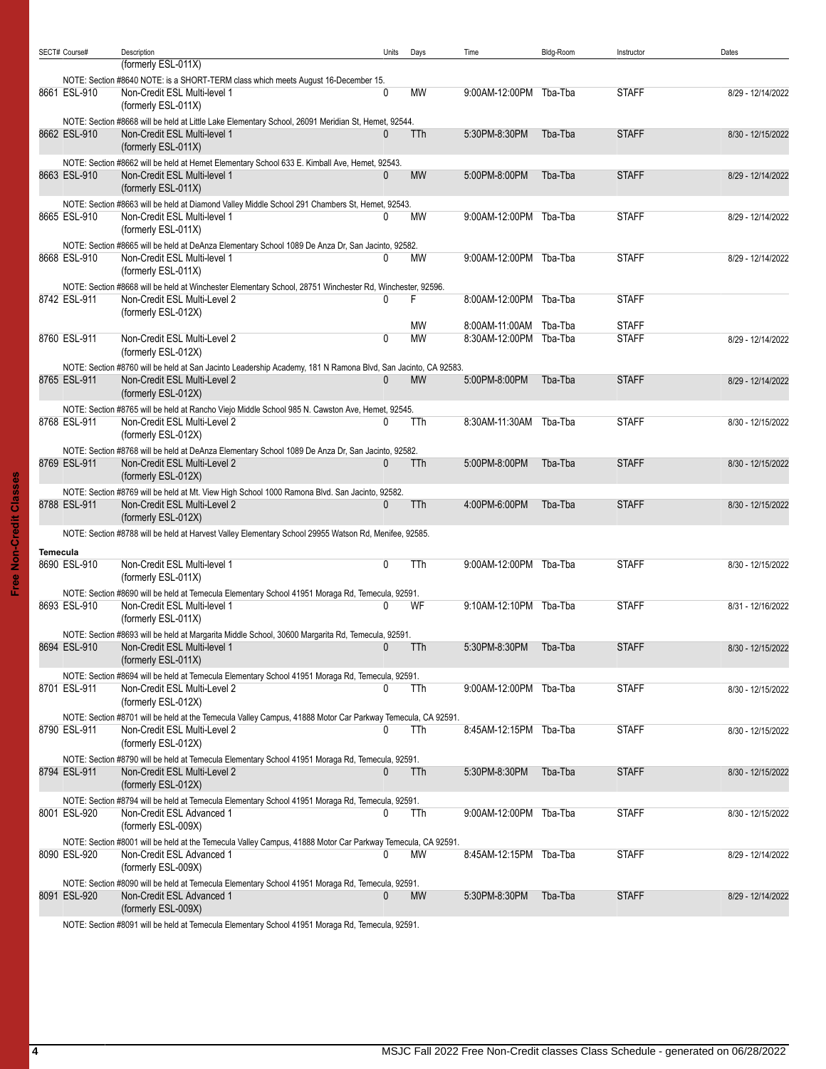| SECT# | Course# | Description | Units | Days | Time | Bldg-Room | Instructor | Dates |
|---|---|---|---|---|---|---|---|---|
| | | (formerly ESL-011X) | | | | | | |
| | | NOTE: Section #8640 NOTE: is a SHORT-TERM class which meets August 16-December 15. | | | | | | |
| 8661 | ESL-910 | Non-Credit ESL Multi-level 1 (formerly ESL-011X) | 0 | MW | 9:00AM-12:00PM | Tba-Tba | STAFF | 8/29 - 12/14/2022 |
| | | NOTE: Section #8668 will be held at Little Lake Elementary School, 26091 Meridian St, Hemet, 92544. | | | | | | |
| 8662 | ESL-910 | Non-Credit ESL Multi-level 1 (formerly ESL-011X) | 0 | TTh | 5:30PM-8:30PM | Tba-Tba | STAFF | 8/30 - 12/15/2022 |
| | | NOTE: Section #8662 will be held at Hemet Elementary School 633 E. Kimball Ave, Hemet, 92543. | | | | | | |
| 8663 | ESL-910 | Non-Credit ESL Multi-level 1 (formerly ESL-011X) | 0 | MW | 5:00PM-8:00PM | Tba-Tba | STAFF | 8/29 - 12/14/2022 |
| | | NOTE: Section #8663 will be held at Diamond Valley Middle School 291 Chambers St, Hemet, 92543. | | | | | | |
| 8665 | ESL-910 | Non-Credit ESL Multi-level 1 (formerly ESL-011X) | 0 | MW | 9:00AM-12:00PM | Tba-Tba | STAFF | 8/29 - 12/14/2022 |
| | | NOTE: Section #8665 will be held at DeAnza Elementary School 1089 De Anza Dr, San Jacinto, 92582. | | | | | | |
| 8668 | ESL-910 | Non-Credit ESL Multi-level 1 (formerly ESL-011X) | 0 | MW | 9:00AM-12:00PM | Tba-Tba | STAFF | 8/29 - 12/14/2022 |
| | | NOTE: Section #8668 will be held at Winchester Elementary School, 28751 Winchester Rd, Winchester, 92596. | | | | | | |
| 8742 | ESL-911 | Non-Credit ESL Multi-Level 2 (formerly ESL-012X) | 0 | F | 8:00AM-12:00PM | Tba-Tba | STAFF | |
| | | | | MW | 8:00AM-11:00AM | Tba-Tba | STAFF | |
| 8760 | ESL-911 | Non-Credit ESL Multi-Level 2 (formerly ESL-012X) | 0 | MW | 8:30AM-12:00PM | Tba-Tba | STAFF | 8/29 - 12/14/2022 |
| | | NOTE: Section #8760 will be held at San Jacinto Leadership Academy, 181 N Ramona Blvd, San Jacinto, CA 92583. | | | | | | |
| 8765 | ESL-911 | Non-Credit ESL Multi-Level 2 (formerly ESL-012X) | 0 | MW | 5:00PM-8:00PM | Tba-Tba | STAFF | 8/29 - 12/14/2022 |
| | | NOTE: Section #8765 will be held at Rancho Viejo Middle School 985 N. Cawston Ave, Hemet, 92545. | | | | | | |
| 8768 | ESL-911 | Non-Credit ESL Multi-Level 2 (formerly ESL-012X) | 0 | TTh | 8:30AM-11:30AM | Tba-Tba | STAFF | 8/30 - 12/15/2022 |
| | | NOTE: Section #8768 will be held at DeAnza Elementary School 1089 De Anza Dr, San Jacinto, 92582. | | | | | | |
| 8769 | ESL-911 | Non-Credit ESL Multi-Level 2 (formerly ESL-012X) | 0 | TTh | 5:00PM-8:00PM | Tba-Tba | STAFF | 8/30 - 12/15/2022 |
| | | NOTE: Section #8769 will be held at Mt. View High School 1000 Ramona Blvd. San Jacinto, 92582. | | | | | | |
| 8788 | ESL-911 | Non-Credit ESL Multi-Level 2 (formerly ESL-012X) | 0 | TTh | 4:00PM-6:00PM | Tba-Tba | STAFF | 8/30 - 12/15/2022 |
| | | NOTE: Section #8788 will be held at Harvest Valley Elementary School 29955 Watson Rd, Menifee, 92585. | | | | | | |
| **Temecula** | | | | | | | | |
| 8690 | ESL-910 | Non-Credit ESL Multi-level 1 (formerly ESL-011X) | 0 | TTh | 9:00AM-12:00PM | Tba-Tba | STAFF | 8/30 - 12/15/2022 |
| | | NOTE: Section #8690 will be held at Temecula Elementary School 41951 Moraga Rd, Temecula, 92591. | | | | | | |
| 8693 | ESL-910 | Non-Credit ESL Multi-level 1 (formerly ESL-011X) | 0 | WF | 9:10AM-12:10PM | Tba-Tba | STAFF | 8/31 - 12/16/2022 |
| | | NOTE: Section #8693 will be held at Margarita Middle School, 30600 Margarita Rd, Temecula, 92591. | | | | | | |
| 8694 | ESL-910 | Non-Credit ESL Multi-level 1 (formerly ESL-011X) | 0 | TTh | 5:30PM-8:30PM | Tba-Tba | STAFF | 8/30 - 12/15/2022 |
| | | NOTE: Section #8694 will be held at Temecula Elementary School 41951 Moraga Rd, Temecula, 92591. | | | | | | |
| 8701 | ESL-911 | Non-Credit ESL Multi-Level 2 (formerly ESL-012X) | 0 | TTh | 9:00AM-12:00PM | Tba-Tba | STAFF | 8/30 - 12/15/2022 |
| | | NOTE: Section #8701 will be held at the Temecula Valley Campus, 41888 Motor Car Parkway Temecula, CA 92591. | | | | | | |
| 8790 | ESL-911 | Non-Credit ESL Multi-Level 2 (formerly ESL-012X) | 0 | TTh | 8:45AM-12:15PM | Tba-Tba | STAFF | 8/30 - 12/15/2022 |
| | | NOTE: Section #8790 will be held at Temecula Elementary School 41951 Moraga Rd, Temecula, 92591. | | | | | | |
| 8794 | ESL-911 | Non-Credit ESL Multi-Level 2 (formerly ESL-012X) | 0 | TTh | 5:30PM-8:30PM | Tba-Tba | STAFF | 8/30 - 12/15/2022 |
| | | NOTE: Section #8794 will be held at Temecula Elementary School 41951 Moraga Rd, Temecula, 92591. | | | | | | |
| 8001 | ESL-920 | Non-Credit ESL Advanced 1 (formerly ESL-009X) | 0 | TTh | 9:00AM-12:00PM | Tba-Tba | STAFF | 8/30 - 12/15/2022 |
| | | NOTE: Section #8001 will be held at the Temecula Valley Campus, 41888 Motor Car Parkway Temecula, CA 92591. | | | | | | |
| 8090 | ESL-920 | Non-Credit ESL Advanced 1 (formerly ESL-009X) | 0 | MW | 8:45AM-12:15PM | Tba-Tba | STAFF | 8/29 - 12/14/2022 |
| | | NOTE: Section #8090 will be held at Temecula Elementary School 41951 Moraga Rd, Temecula, 92591. | | | | | | |
| 8091 | ESL-920 | Non-Credit ESL Advanced 1 (formerly ESL-009X) | 0 | MW | 5:30PM-8:30PM | Tba-Tba | STAFF | 8/29 - 12/14/2022 |
| | | NOTE: Section #8091 will be held at Temecula Elementary School 41951 Moraga Rd, Temecula, 92591. | | | | | | |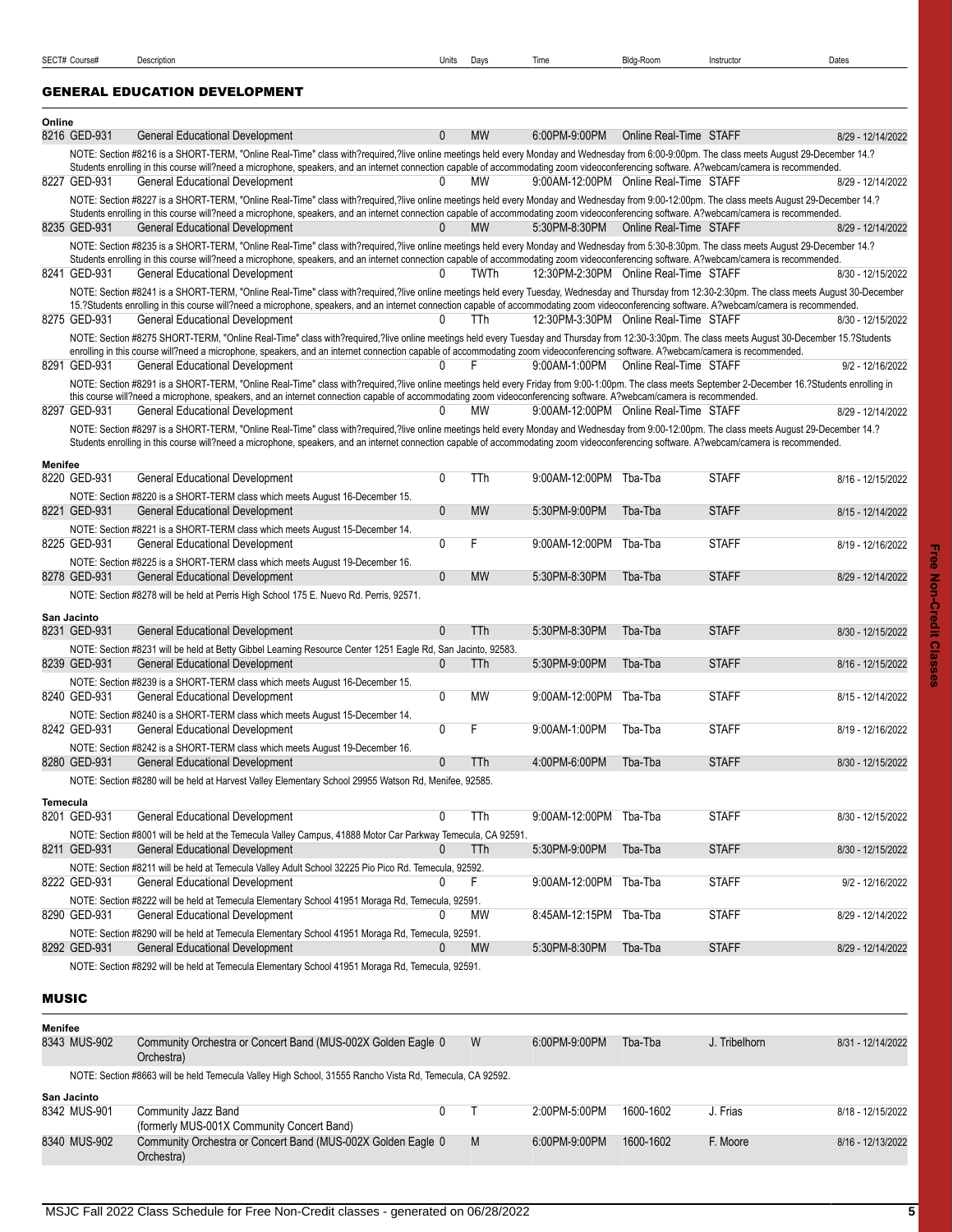| SECT# | Course# | Description | Units | Days | Time | Bldg-Room | Instructor | Dates |
|---|---|---|---|---|---|---|---|---|

## GENERAL EDUCATION DEVELOPMENT

**Online**

| SECT# | Course# | Description | Units | Days | Time | Bldg-Room | Instructor | Dates |
|---|---|---|---|---|---|---|---|---|
| 8216 | GED-931 | General Educational Development | 0 | MW | 6:00PM-9:00PM | Online Real-Time | STAFF | 8/29 - 12/14/2022 |
| | | NOTE: Section #8216 is a SHORT-TERM, "Online Real-Time" class with?required,?live online meetings held every Monday and Wednesday from 6:00-9:00pm. The class meets August 29-December 14.? Students enrolling in this course will?need a microphone, speakers, and an internet connection capable of accommodating zoom videoconferencing software. A?webcam/camera is recommended. | | | | | | |
| 8227 | GED-931 | General Educational Development | 0 | MW | 9:00AM-12:00PM | Online Real-Time | STAFF | 8/29 - 12/14/2022 |
| | | NOTE: Section #8227 is a SHORT-TERM, "Online Real-Time" class with?required,?live online meetings held every Monday and Wednesday from 9:00-12:00pm. The class meets August 29-December 14.? Students enrolling in this course will?need a microphone, speakers, and an internet connection capable of accommodating zoom videoconferencing software. A?webcam/camera is recommended. | | | | | | |
| 8235 | GED-931 | General Educational Development | 0 | MW | 5:30PM-8:30PM | Online Real-Time | STAFF | 8/29 - 12/14/2022 |
| | | NOTE: Section #8235 is a SHORT-TERM, "Online Real-Time" class with?required,?live online meetings held every Monday and Wednesday from 5:30-8:30pm. The class meets August 29-December 14.? Students enrolling in this course will?need a microphone, speakers, and an internet connection capable of accommodating zoom videoconferencing software. A?webcam/camera is recommended. | | | | | | |
| 8241 | GED-931 | General Educational Development | 0 | TWTh | 12:30PM-2:30PM | Online Real-Time | STAFF | 8/30 - 12/15/2022 |
| | | NOTE: Section #8241 is a SHORT-TERM, "Online Real-Time" class with?required,?live online meetings held every Tuesday, Wednesday and Thursday from 12:30-2:30pm. The class meets August 30-December 15.?Students enrolling in this course will?need a microphone, speakers, and an internet connection capable of accommodating zoom videoconferencing software. A?webcam/camera is recommended. | | | | | | |
| 8275 | GED-931 | General Educational Development | 0 | TTh | 12:30PM-3:30PM | Online Real-Time | STAFF | 8/30 - 12/15/2022 |
| | | NOTE: Section #8275 SHORT-TERM, "Online Real-Time" class with?required,?live online meetings held every Tuesday and Thursday from 12:30-3:30pm. The class meets August 30-December 15.?Students enrolling in this course will?need a microphone, speakers, and an internet connection capable of accommodating zoom videoconferencing software. A?webcam/camera is recommended. | | | | | | |
| 8291 | GED-931 | General Educational Development | 0 | F | 9:00AM-1:00PM | Online Real-Time | STAFF | 9/2 - 12/16/2022 |
| | | NOTE: Section #8291 is a SHORT-TERM, "Online Real-Time" class with?required,?live online meetings held every Friday from 9:00-1:00pm. The class meets September 2-December 16.?Students enrolling in this course will?need a microphone, speakers, and an internet connection capable of accommodating zoom videoconferencing software. A?webcam/camera is recommended. | | | | | | |
| 8297 | GED-931 | General Educational Development | 0 | MW | 9:00AM-12:00PM | Online Real-Time | STAFF | 8/29 - 12/14/2022 |
| | | NOTE: Section #8297 is a SHORT-TERM, "Online Real-Time" class with?required,?live online meetings held every Monday and Wednesday from 9:00-12:00pm. The class meets August 29-December 14.? Students enrolling in this course will?need a microphone, speakers, and an internet connection capable of accommodating zoom videoconferencing software. A?webcam/camera is recommended. | | | | | | |

**Menifee**

| SECT# | Course# | Description | Units | Days | Time | Bldg-Room | Instructor | Dates |
|---|---|---|---|---|---|---|---|---|
| 8220 | GED-931 | General Educational Development | 0 | TTh | 9:00AM-12:00PM | Tba-Tba | STAFF | 8/16 - 12/15/2022 |
| | | NOTE: Section #8220 is a SHORT-TERM class which meets August 16-December 15. | | | | | | |
| 8221 | GED-931 | General Educational Development | 0 | MW | 5:30PM-9:00PM | Tba-Tba | STAFF | 8/15 - 12/14/2022 |
| | | NOTE: Section #8221 is a SHORT-TERM class which meets August 15-December 14. | | | | | | |
| 8225 | GED-931 | General Educational Development | 0 | F | 9:00AM-12:00PM | Tba-Tba | STAFF | 8/19 - 12/16/2022 |
| | | NOTE: Section #8225 is a SHORT-TERM class which meets August 19-December 16. | | | | | | |
| 8278 | GED-931 | General Educational Development | 0 | MW | 5:30PM-8:30PM | Tba-Tba | STAFF | 8/29 - 12/14/2022 |
| | | NOTE: Section #8278 will be held at Perris High School 175 E. Nuevo Rd. Perris, 92571. | | | | | | |

**San Jacinto**

| SECT# | Course# | Description | Units | Days | Time | Bldg-Room | Instructor | Dates |
|---|---|---|---|---|---|---|---|---|
| 8231 | GED-931 | General Educational Development | 0 | TTh | 5:30PM-8:30PM | Tba-Tba | STAFF | 8/30 - 12/15/2022 |
| | | NOTE: Section #8231 will be held at Betty Gibbel Learning Resource Center 1251 Eagle Rd, San Jacinto, 92583. | | | | | | |
| 8239 | GED-931 | General Educational Development | 0 | TTh | 5:30PM-9:00PM | Tba-Tba | STAFF | 8/16 - 12/15/2022 |
| | | NOTE: Section #8239 is a SHORT-TERM class which meets August 16-December 15. | | | | | | |
| 8240 | GED-931 | General Educational Development | 0 | MW | 9:00AM-12:00PM | Tba-Tba | STAFF | 8/15 - 12/14/2022 |
| | | NOTE: Section #8240 is a SHORT-TERM class which meets August 15-December 14. | | | | | | |
| 8242 | GED-931 | General Educational Development | 0 | F | 9:00AM-1:00PM | Tba-Tba | STAFF | 8/19 - 12/16/2022 |
| | | NOTE: Section #8242 is a SHORT-TERM class which meets August 19-December 16. | | | | | | |
| 8280 | GED-931 | General Educational Development | 0 | TTh | 4:00PM-6:00PM | Tba-Tba | STAFF | 8/30 - 12/15/2022 |
| | | NOTE: Section #8280 will be held at Harvest Valley Elementary School 29955 Watson Rd, Menifee, 92585. | | | | | | |

**Temecula**

| SECT# | Course# | Description | Units | Days | Time | Bldg-Room | Instructor | Dates |
|---|---|---|---|---|---|---|---|---|
| 8201 | GED-931 | General Educational Development | 0 | TTh | 9:00AM-12:00PM | Tba-Tba | STAFF | 8/30 - 12/15/2022 |
| | | NOTE: Section #8001 will be held at the Temecula Valley Campus, 41888 Motor Car Parkway Temecula, CA 92591. | | | | | | |
| 8211 | GED-931 | General Educational Development | 0 | TTh | 5:30PM-9:00PM | Tba-Tba | STAFF | 8/30 - 12/15/2022 |
| | | NOTE: Section #8211 will be held at Temecula Valley Adult School 32225 Pio Pico Rd. Temecula, 92592. | | | | | | |
| 8222 | GED-931 | General Educational Development | 0 | F | 9:00AM-12:00PM | Tba-Tba | STAFF | 9/2 - 12/16/2022 |
| | | NOTE: Section #8222 will be held at Temecula Elementary School 41951 Moraga Rd, Temecula, 92591. | | | | | | |
| 8290 | GED-931 | General Educational Development | 0 | MW | 8:45AM-12:15PM | Tba-Tba | STAFF | 8/29 - 12/14/2022 |
| | | NOTE: Section #8290 will be held at Temecula Elementary School 41951 Moraga Rd, Temecula, 92591. | | | | | | |
| 8292 | GED-931 | General Educational Development | 0 | MW | 5:30PM-8:30PM | Tba-Tba | STAFF | 8/29 - 12/14/2022 |
| | | NOTE: Section #8292 will be held at Temecula Elementary School 41951 Moraga Rd, Temecula, 92591. | | | | | | |

## MUSIC

**Menifee**

| SECT# | Course# | Description | Units | Days | Time | Bldg-Room | Instructor | Dates |
|---|---|---|---|---|---|---|---|---|
| 8343 | MUS-902 | Community Orchestra or Concert Band (MUS-002X Golden Eagle Orchestra) | 0 | W | 6:00PM-9:00PM | Tba-Tba | J. Tribelhorn | 8/31 - 12/14/2022 |
| | | NOTE: Section #8663 will be held Temecula Valley High School, 31555 Rancho Vista Rd, Temecula, CA 92592. | | | | | | |

**San Jacinto**

| SECT# | Course# | Description | Units | Days | Time | Bldg-Room | Instructor | Dates |
|---|---|---|---|---|---|---|---|---|
| 8342 | MUS-901 | Community Jazz Band (formerly MUS-001X Community Concert Band) | 0 | T | 2:00PM-5:00PM | 1600-1602 | J. Frias | 8/18 - 12/15/2022 |
| 8340 | MUS-902 | Community Orchestra or Concert Band (MUS-002X Golden Eagle Orchestra) | 0 | M | 6:00PM-9:00PM | 1600-1602 | F. Moore | 8/16 - 12/13/2022 |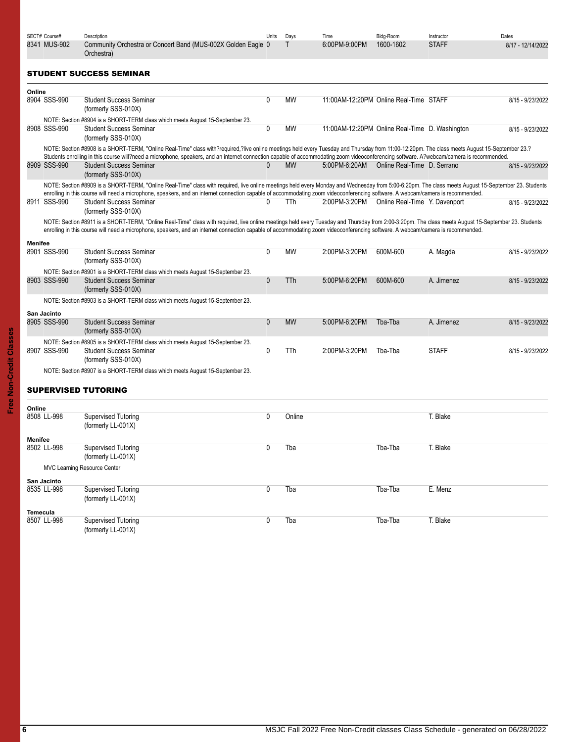| SECT# | Course# | Description | Units | Days | Time | Bldg-Room | Instructor | Dates |
|---|---|---|---|---|---|---|---|---|
| 8341 | MUS-902 | Community Orchestra or Concert Band (MUS-002X Golden Eagle Orchestra) | 0 | T | 6:00PM-9:00PM | 1600-1602 | STAFF | 8/17 - 12/14/2022 |

## STUDENT SUCCESS SEMINAR

**Online**

| SECT# | Course# | Description | Units | Days | Time | Bldg-Room | Instructor | Dates |
|---|---|---|---|---|---|---|---|---|
| 8904 | SSS-990 | Student Success Seminar (formerly SSS-010X) | 0 | MW | 11:00AM-12:20PM | Online Real-Time | STAFF | 8/15 - 9/23/2022 |

NOTE: Section #8904 is a SHORT-TERM class which meets August 15-September 23.

| SECT# | Course# | Description | Units | Days | Time | Bldg-Room | Instructor | Dates |
|---|---|---|---|---|---|---|---|---|
| 8908 | SSS-990 | Student Success Seminar (formerly SSS-010X) | 0 | MW | 11:00AM-12:20PM | Online Real-Time | D. Washington | 8/15 - 9/23/2022 |

NOTE: Section #8908 is a SHORT-TERM, "Online Real-Time" class with?required,?live online meetings held every Tuesday and Thursday from 11:00-12:20pm. The class meets August 15-September 23.? Students enrolling in this course will?need a microphone, speakers, and an internet connection capable of accommodating zoom videoconferencing software. A?webcam/camera is recommended.

| SECT# | Course# | Description | Units | Days | Time | Bldg-Room | Instructor | Dates |
|---|---|---|---|---|---|---|---|---|
| 8909 | SSS-990 | Student Success Seminar (formerly SSS-010X) | 0 | MW | 5:00PM-6:20AM | Online Real-Time | D. Serrano | 8/15 - 9/23/2022 |

NOTE: Section #8909 is a SHORT-TERM, "Online Real-Time" class with required, live online meetings held every Monday and Wednesday from 5:00-6:20pm. The class meets August 15-September 23. Students enrolling in this course will need a microphone, speakers, and an internet connection capable of accommodating zoom videoconferencing software. A webcam/camera is recommended.

| SECT# | Course# | Description | Units | Days | Time | Bldg-Room | Instructor | Dates |
|---|---|---|---|---|---|---|---|---|
| 8911 | SSS-990 | Student Success Seminar (formerly SSS-010X) | 0 | TTh | 2:00PM-3:20PM | Online Real-Time | Y. Davenport | 8/15 - 9/23/2022 |

NOTE: Section #8911 is a SHORT-TERM, "Online Real-Time" class with required, live online meetings held every Tuesday and Thursday from 2:00-3:20pm. The class meets August 15-September 23. Students enrolling in this course will need a microphone, speakers, and an internet connection capable of accommodating zoom videoconferencing software. A webcam/camera is recommended.

**Menifee**

| SECT# | Course# | Description | Units | Days | Time | Bldg-Room | Instructor | Dates |
|---|---|---|---|---|---|---|---|---|
| 8901 | SSS-990 | Student Success Seminar (formerly SSS-010X) | 0 | MW | 2:00PM-3:20PM | 600M-600 | A. Magda | 8/15 - 9/23/2022 |

NOTE: Section #8901 is a SHORT-TERM class which meets August 15-September 23.

| SECT# | Course# | Description | Units | Days | Time | Bldg-Room | Instructor | Dates |
|---|---|---|---|---|---|---|---|---|
| 8903 | SSS-990 | Student Success Seminar (formerly SSS-010X) | 0 | TTh | 5:00PM-6:20PM | 600M-600 | A. Jimenez | 8/15 - 9/23/2022 |

NOTE: Section #8903 is a SHORT-TERM class which meets August 15-September 23.

**San Jacinto**

| SECT# | Course# | Description | Units | Days | Time | Bldg-Room | Instructor | Dates |
|---|---|---|---|---|---|---|---|---|
| 8905 | SSS-990 | Student Success Seminar (formerly SSS-010X) | 0 | MW | 5:00PM-6:20PM | Tba-Tba | A. Jimenez | 8/15 - 9/23/2022 |

NOTE: Section #8905 is a SHORT-TERM class which meets August 15-September 23.

| SECT# | Course# | Description | Units | Days | Time | Bldg-Room | Instructor | Dates |
|---|---|---|---|---|---|---|---|---|
| 8907 | SSS-990 | Student Success Seminar (formerly SSS-010X) | 0 | TTh | 2:00PM-3:20PM | Tba-Tba | STAFF | 8/15 - 9/23/2022 |

NOTE: Section #8907 is a SHORT-TERM class which meets August 15-September 23.

## SUPERVISED TUTORING

**Online**

| SECT# | Course# | Description | Units | Days | Time | Bldg-Room | Instructor | Dates |
|---|---|---|---|---|---|---|---|---|
| 8508 | LL-998 | Supervised Tutoring (formerly LL-001X) | 0 | Online | | | T. Blake | |

**Menifee**

| SECT# | Course# | Description | Units | Days | Time | Bldg-Room | Instructor | Dates |
|---|---|---|---|---|---|---|---|---|
| 8502 | LL-998 | Supervised Tutoring (formerly LL-001X) | 0 | Tba | | Tba-Tba | T. Blake | |

MVC Learning Resource Center

**San Jacinto**

| SECT# | Course# | Description | Units | Days | Time | Bldg-Room | Instructor | Dates |
|---|---|---|---|---|---|---|---|---|
| 8535 | LL-998 | Supervised Tutoring (formerly LL-001X) | 0 | Tba | | Tba-Tba | E. Menz | |

**Temecula**

| SECT# | Course# | Description | Units | Days | Time | Bldg-Room | Instructor | Dates |
|---|---|---|---|---|---|---|---|---|
| 8507 | LL-998 | Supervised Tutoring (formerly LL-001X) | 0 | Tba | | Tba-Tba | T. Blake | |